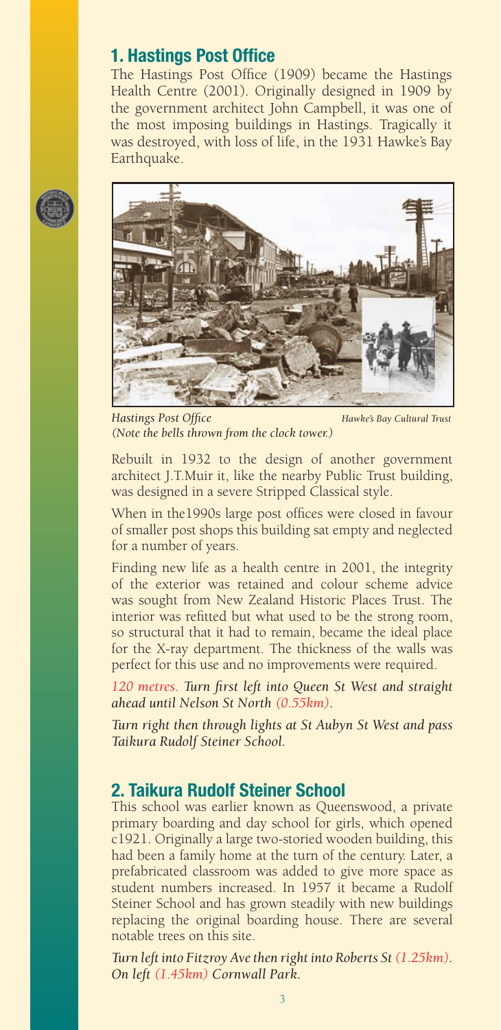## 1. Hastings Post Office

The Hastings Post Office (1909) became the Hastings Health Centre (2001). Originally designed in 1909 by the government architect John Campbell, it was one of the most imposing buildings in Hastings. Tragically it was destroyed, with loss of life, in the 1931 Hawke's Bay Earthquake.

*Hastings Post Office* *Hawke's Bay Cultural Trust*
*(Note the bells thrown from the clock tower.)*

Rebuilt in 1932 to the design of another government architect J.T.Muir it, like the nearby Public Trust building, was designed in a severe Stripped Classical style.

When in the1990s large post offices were closed in favour of smaller post shops this building sat empty and neglected for a number of years.

Finding new life as a health centre in 2001, the integrity of the exterior was retained and colour scheme advice was sought from New Zealand Historic Places Trust. The interior was refitted but what used to be the strong room, so structural that it had to remain, became the ideal place for the X-ray department. The thickness of the walls was perfect for this use and no improvements were required.

*120 metres. Turn first left into Queen St West and straight ahead until Nelson St North (0.55km).*

*Turn right then through lights at St Aubyn St West and pass Taikura Rudolf Steiner School.*

## 2. Taikura Rudolf Steiner School

This school was earlier known as Queenswood, a private primary boarding and day school for girls, which opened c1921. Originally a large two-storied wooden building, this had been a family home at the turn of the century. Later, a prefabricated classroom was added to give more space as student numbers increased. In 1957 it became a Rudolf Steiner School and has grown steadily with new buildings replacing the original boarding house. There are several notable trees on this site.

*Turn left into Fitzroy Ave then right into Roberts St (1.25km). On left (1.45km) Cornwall Park.*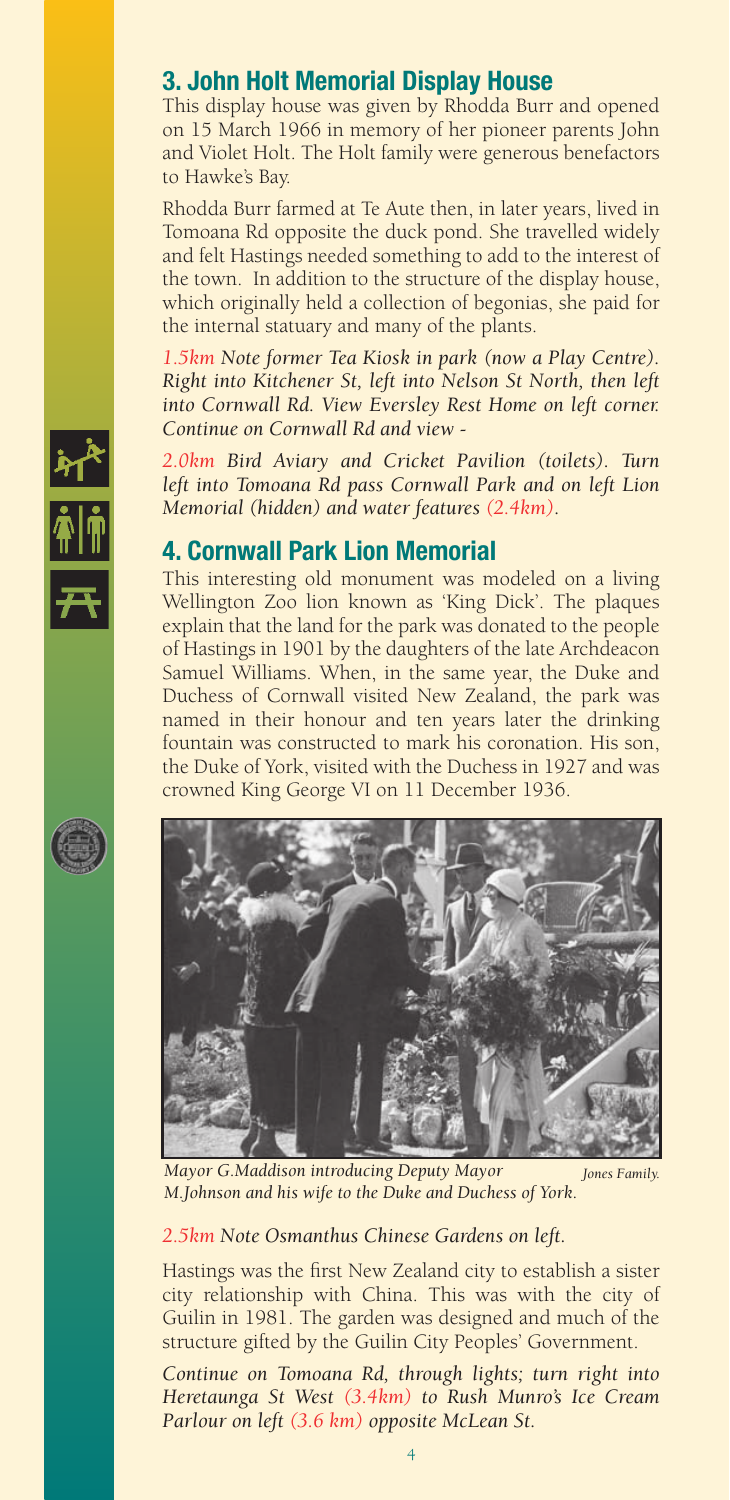## 3. John Holt Memorial Display House

This display house was given by Rhodda Burr and opened on 15 March 1966 in memory of her pioneer parents John and Violet Holt. The Holt family were generous benefactors to Hawke's Bay.

Rhodda Burr farmed at Te Aute then, in later years, lived in Tomoana Rd opposite the duck pond. She travelled widely and felt Hastings needed something to add to the interest of the town. In addition to the structure of the display house, which originally held a collection of begonias, she paid for the internal statuary and many of the plants.

*1.5km Note former Tea Kiosk in park (now a Play Centre). Right into Kitchener St, left into Nelson St North, then left into Cornwall Rd. View Eversley Rest Home on left corner. Continue on Cornwall Rd and view -*

*2.0km Bird Aviary and Cricket Pavilion (toilets). Turn left into Tomoana Rd pass Cornwall Park and on left Lion Memorial (hidden) and water features (2.4km).*

## 4. Cornwall Park Lion Memorial

This interesting old monument was modeled on a living Wellington Zoo lion known as 'King Dick'. The plaques explain that the land for the park was donated to the people of Hastings in 1901 by the daughters of the late Archdeacon Samuel Williams. When, in the same year, the Duke and Duchess of Cornwall visited New Zealand, the park was named in their honour and ten years later the drinking fountain was constructed to mark his coronation. His son, the Duke of York, visited with the Duchess in 1927 and was crowned King George VI on 11 December 1936.

*Mayor G.Maddison introducing Deputy Mayor M.Johnson and his wife to the Duke and Duchess of York.* *Jones Family.*

*2.5km Note Osmanthus Chinese Gardens on left.*

Hastings was the first New Zealand city to establish a sister city relationship with China. This was with the city of Guilin in 1981. The garden was designed and much of the structure gifted by the Guilin City Peoples' Government.

*Continue on Tomoana Rd, through lights; turn right into Heretaunga St West (3.4km) to Rush Munro's Ice Cream Parlour on left (3.6 km) opposite McLean St.*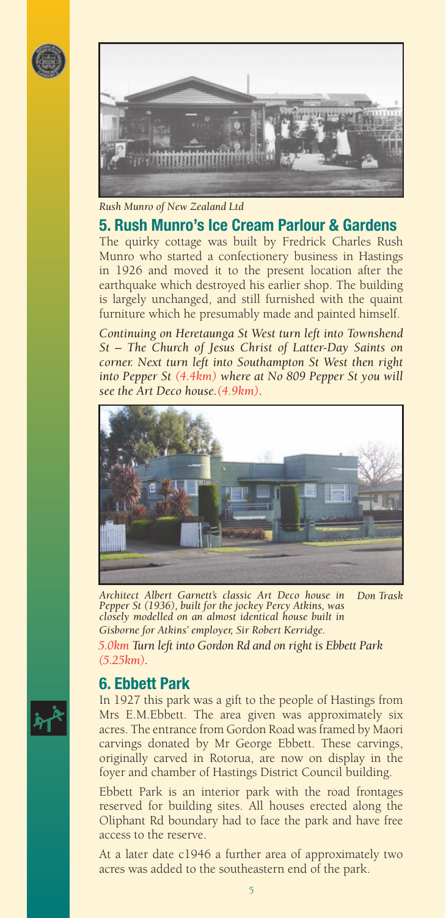*Rush Munro of New Zealand Ltd*

## 5. Rush Munro's Ice Cream Parlour & Gardens

The quirky cottage was built by Fredrick Charles Rush Munro who started a confectionery business in Hastings in 1926 and moved it to the present location after the earthquake which destroyed his earlier shop. The building is largely unchanged, and still furnished with the quaint furniture which he presumably made and painted himself.

*Continuing on Heretaunga St West turn left into Townshend St – The Church of Jesus Christ of Latter-Day Saints on corner. Next turn left into Southampton St West then right into Pepper St (4.4km) where at No 809 Pepper St you will see the Art Deco house.(4.9km).*

*Architect Albert Garnett's classic Art Deco house in Pepper St (1936), built for the jockey Percy Atkins, was closely modelled on an almost identical house built in Gisborne for Atkins' employer, Sir Robert Kerridge.* *Don Trask*

*5.0km Turn left into Gordon Rd and on right is Ebbett Park (5.25km).*

## 6. Ebbett Park

In 1927 this park was a gift to the people of Hastings from Mrs E.M.Ebbett. The area given was approximately six acres. The entrance from Gordon Road was framed by Maori carvings donated by Mr George Ebbett. These carvings, originally carved in Rotorua, are now on display in the foyer and chamber of Hastings District Council building.

Ebbett Park is an interior park with the road frontages reserved for building sites. All houses erected along the Oliphant Rd boundary had to face the park and have free access to the reserve.

At a later date c1946 a further area of approximately two acres was added to the southeastern end of the park.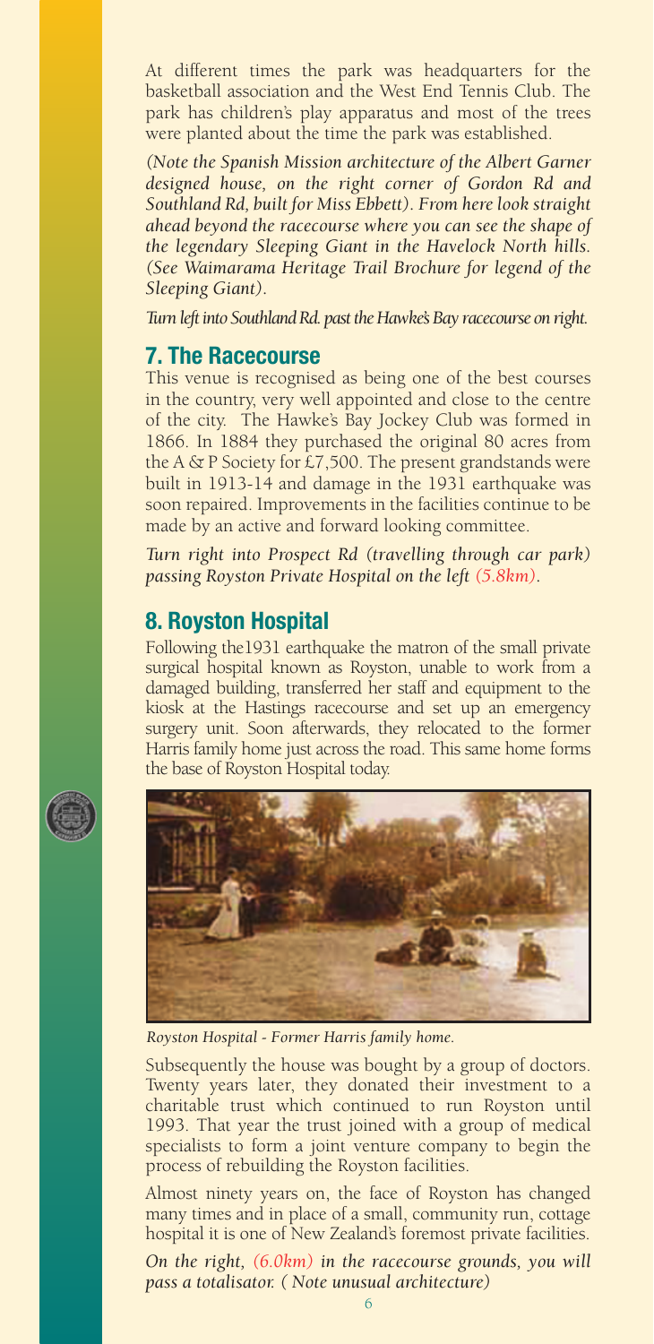At different times the park was headquarters for the basketball association and the West End Tennis Club. The park has children's play apparatus and most of the trees were planted about the time the park was established.

*(Note the Spanish Mission architecture of the Albert Garner designed house, on the right corner of Gordon Rd and Southland Rd, built for Miss Ebbett). From here look straight ahead beyond the racecourse where you can see the shape of the legendary Sleeping Giant in the Havelock North hills. (See Waimarama Heritage Trail Brochure for legend of the Sleeping Giant).*

*Turn left into Southland Rd. past the Hawke's Bay racecourse on right.*

## 7. The Racecourse

This venue is recognised as being one of the best courses in the country, very well appointed and close to the centre of the city. The Hawke's Bay Jockey Club was formed in 1866. In 1884 they purchased the original 80 acres from the A & P Society for £7,500. The present grandstands were built in 1913-14 and damage in the 1931 earthquake was soon repaired. Improvements in the facilities continue to be made by an active and forward looking committee.

*Turn right into Prospect Rd (travelling through car park) passing Royston Private Hospital on the left (5.8km).*

## 8. Royston Hospital

Following the1931 earthquake the matron of the small private surgical hospital known as Royston, unable to work from a damaged building, transferred her staff and equipment to the kiosk at the Hastings racecourse and set up an emergency surgery unit. Soon afterwards, they relocated to the former Harris family home just across the road. This same home forms the base of Royston Hospital today.

*Royston Hospital - Former Harris family home.*

Subsequently the house was bought by a group of doctors. Twenty years later, they donated their investment to a charitable trust which continued to run Royston until 1993. That year the trust joined with a group of medical specialists to form a joint venture company to begin the process of rebuilding the Royston facilities.

Almost ninety years on, the face of Royston has changed many times and in place of a small, community run, cottage hospital it is one of New Zealand's foremost private facilities.

*On the right, (6.0km) in the racecourse grounds, you will pass a totalisator. ( Note unusual architecture)*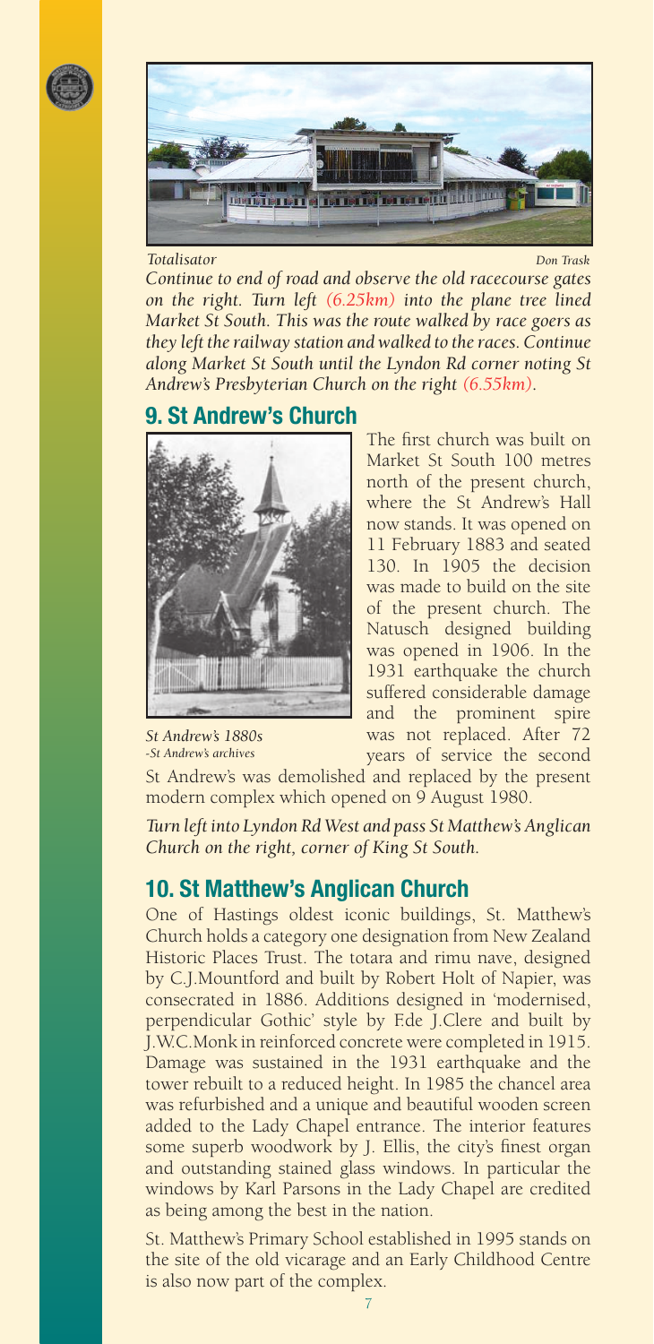*Totalisator* *Don Trask*

*Continue to end of road and observe the old racecourse gates on the right. Turn left (6.25km) into the plane tree lined Market St South. This was the route walked by race goers as they left the railway station and walked to the races. Continue along Market St South until the Lyndon Rd corner noting St Andrew's Presbyterian Church on the right (6.55km).*

## 9. St Andrew's Church

*St Andrew's 1880s -St Andrew's archives*

The first church was built on Market St South 100 metres north of the present church, where the St Andrew's Hall now stands. It was opened on 11 February 1883 and seated 130. In 1905 the decision was made to build on the site of the present church. The Natusch designed building was opened in 1906. In the 1931 earthquake the church suffered considerable damage and the prominent spire was not replaced. After 72 years of service the second St Andrew's was demolished and replaced by the present modern complex which opened on 9 August 1980.

*Turn left into Lyndon Rd West and pass St Matthew's Anglican Church on the right, corner of King St South.*

## 10. St Matthew's Anglican Church

One of Hastings oldest iconic buildings, St. Matthew's Church holds a category one designation from New Zealand Historic Places Trust. The totara and rimu nave, designed by C.J.Mountford and built by Robert Holt of Napier, was consecrated in 1886. Additions designed in 'modernised, perpendicular Gothic' style by F.de J.Clere and built by J.W.C.Monk in reinforced concrete were completed in 1915. Damage was sustained in the 1931 earthquake and the tower rebuilt to a reduced height. In 1985 the chancel area was refurbished and a unique and beautiful wooden screen added to the Lady Chapel entrance. The interior features some superb woodwork by J. Ellis, the city's finest organ and outstanding stained glass windows. In particular the windows by Karl Parsons in the Lady Chapel are credited as being among the best in the nation.

St. Matthew's Primary School established in 1995 stands on the site of the old vicarage and an Early Childhood Centre is also now part of the complex.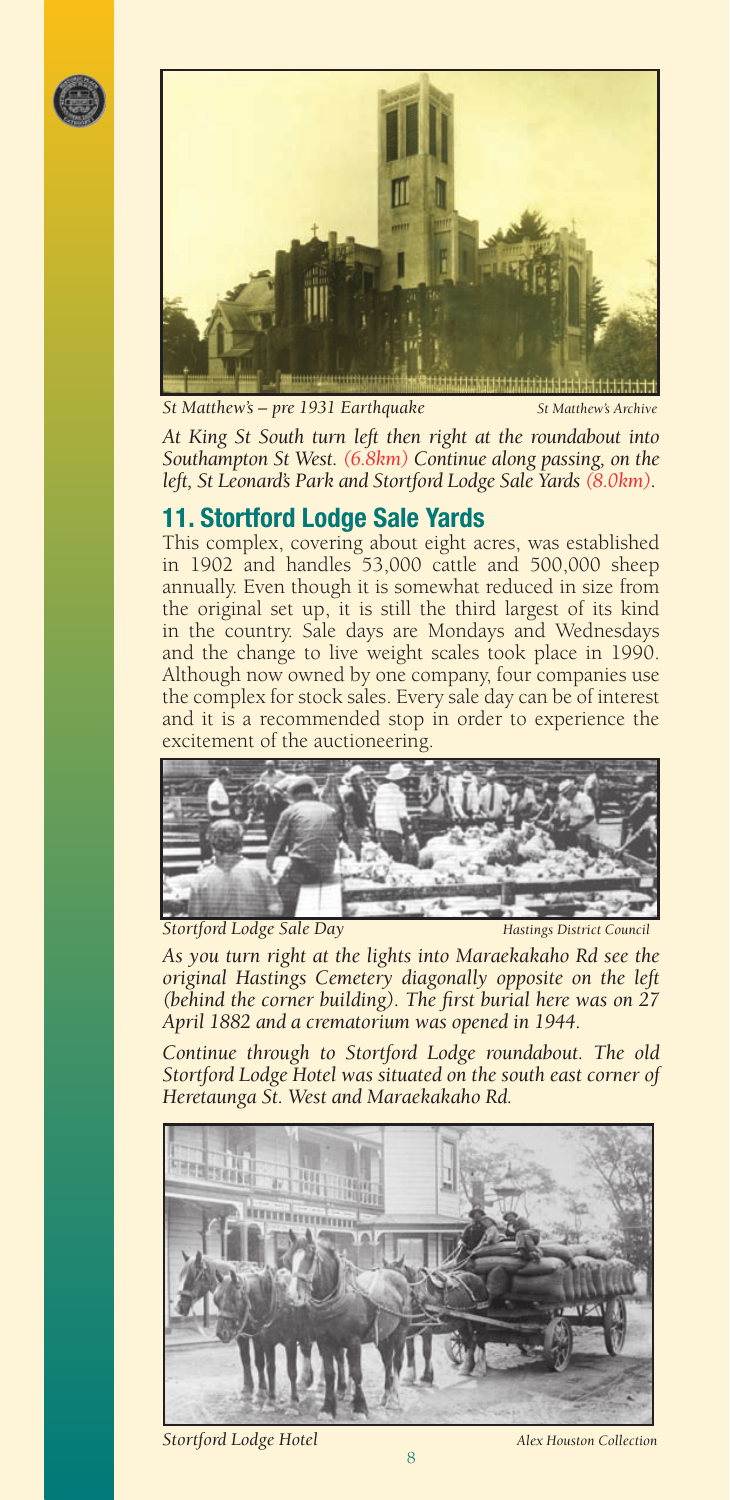*St Matthew's – pre 1931 Earthquake* *St Matthew's Archive*

*At King St South turn left then right at the roundabout into Southampton St West. (6.8km) Continue along passing, on the left, St Leonard's Park and Stortford Lodge Sale Yards (8.0km).*

## 11. Stortford Lodge Sale Yards

This complex, covering about eight acres, was established in 1902 and handles 53,000 cattle and 500,000 sheep annually. Even though it is somewhat reduced in size from the original set up, it is still the third largest of its kind in the country. Sale days are Mondays and Wednesdays and the change to live weight scales took place in 1990. Although now owned by one company, four companies use the complex for stock sales. Every sale day can be of interest and it is a recommended stop in order to experience the excitement of the auctioneering.

*Stortford Lodge Sale Day* *Hastings District Council*

*As you turn right at the lights into Maraekakaho Rd see the original Hastings Cemetery diagonally opposite on the left (behind the corner building). The first burial here was on 27 April 1882 and a crematorium was opened in 1944.*

*Continue through to Stortford Lodge roundabout. The old Stortford Lodge Hotel was situated on the south east corner of Heretaunga St. West and Maraekakaho Rd.*

*Stortford Lodge Hotel* *Alex Houston Collection*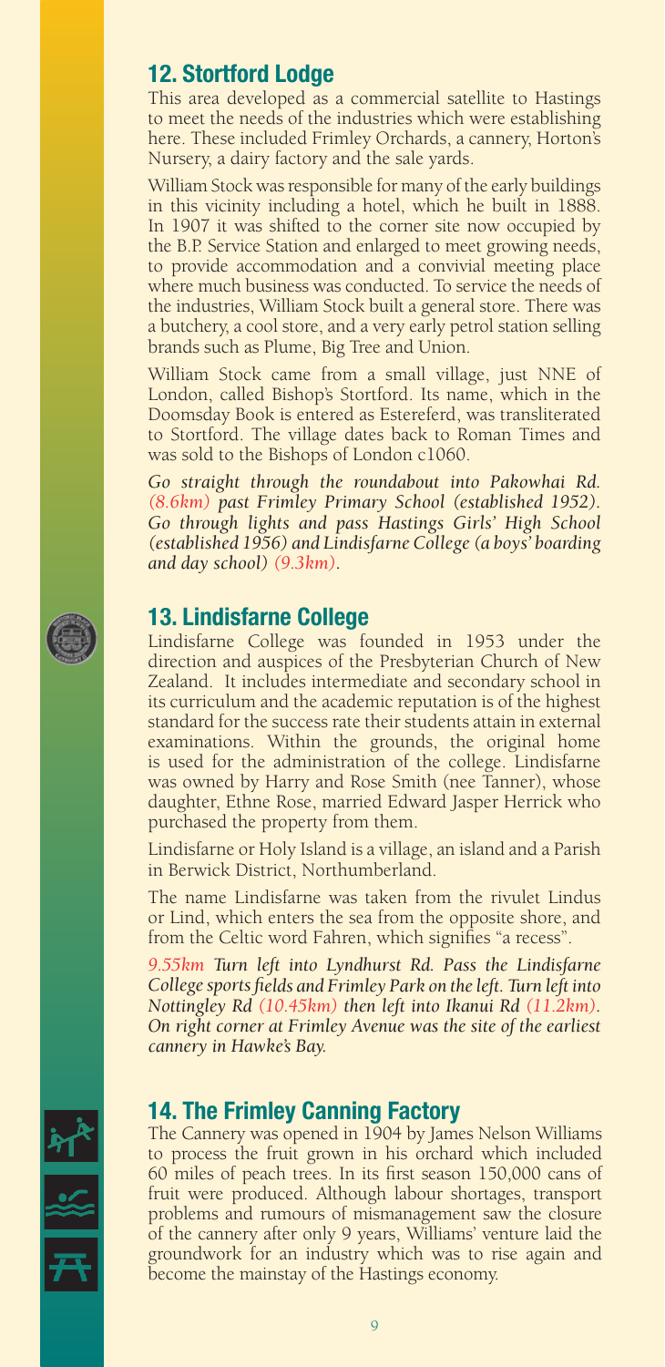## 12. Stortford Lodge

This area developed as a commercial satellite to Hastings to meet the needs of the industries which were establishing here. These included Frimley Orchards, a cannery, Horton's Nursery, a dairy factory and the sale yards.

William Stock was responsible for many of the early buildings in this vicinity including a hotel, which he built in 1888. In 1907 it was shifted to the corner site now occupied by the B.P. Service Station and enlarged to meet growing needs, to provide accommodation and a convivial meeting place where much business was conducted. To service the needs of the industries, William Stock built a general store. There was a butchery, a cool store, and a very early petrol station selling brands such as Plume, Big Tree and Union.

William Stock came from a small village, just NNE of London, called Bishop's Stortford. Its name, which in the Doomsday Book is entered as Estereferd, was transliterated to Stortford. The village dates back to Roman Times and was sold to the Bishops of London c1060.

*Go straight through the roundabout into Pakowhai Rd. (8.6km) past Frimley Primary School (established 1952). Go through lights and pass Hastings Girls' High School (established 1956) and Lindisfarne College (a boys' boarding and day school) (9.3km).*

## 13. Lindisfarne College

Lindisfarne College was founded in 1953 under the direction and auspices of the Presbyterian Church of New Zealand. It includes intermediate and secondary school in its curriculum and the academic reputation is of the highest standard for the success rate their students attain in external examinations. Within the grounds, the original home is used for the administration of the college. Lindisfarne was owned by Harry and Rose Smith (nee Tanner), whose daughter, Ethne Rose, married Edward Jasper Herrick who purchased the property from them.

Lindisfarne or Holy Island is a village, an island and a Parish in Berwick District, Northumberland.

The name Lindisfarne was taken from the rivulet Lindus or Lind, which enters the sea from the opposite shore, and from the Celtic word Fahren, which signifies "a recess".

*9.55km Turn left into Lyndhurst Rd. Pass the Lindisfarne College sports fields and Frimley Park on the left. Turn left into Nottingley Rd (10.45km) then left into Ikanui Rd (11.2km). On right corner at Frimley Avenue was the site of the earliest cannery in Hawke's Bay.*

## 14. The Frimley Canning Factory

The Cannery was opened in 1904 by James Nelson Williams to process the fruit grown in his orchard which included 60 miles of peach trees. In its first season 150,000 cans of fruit were produced. Although labour shortages, transport problems and rumours of mismanagement saw the closure of the cannery after only 9 years, Williams' venture laid the groundwork for an industry which was to rise again and become the mainstay of the Hastings economy.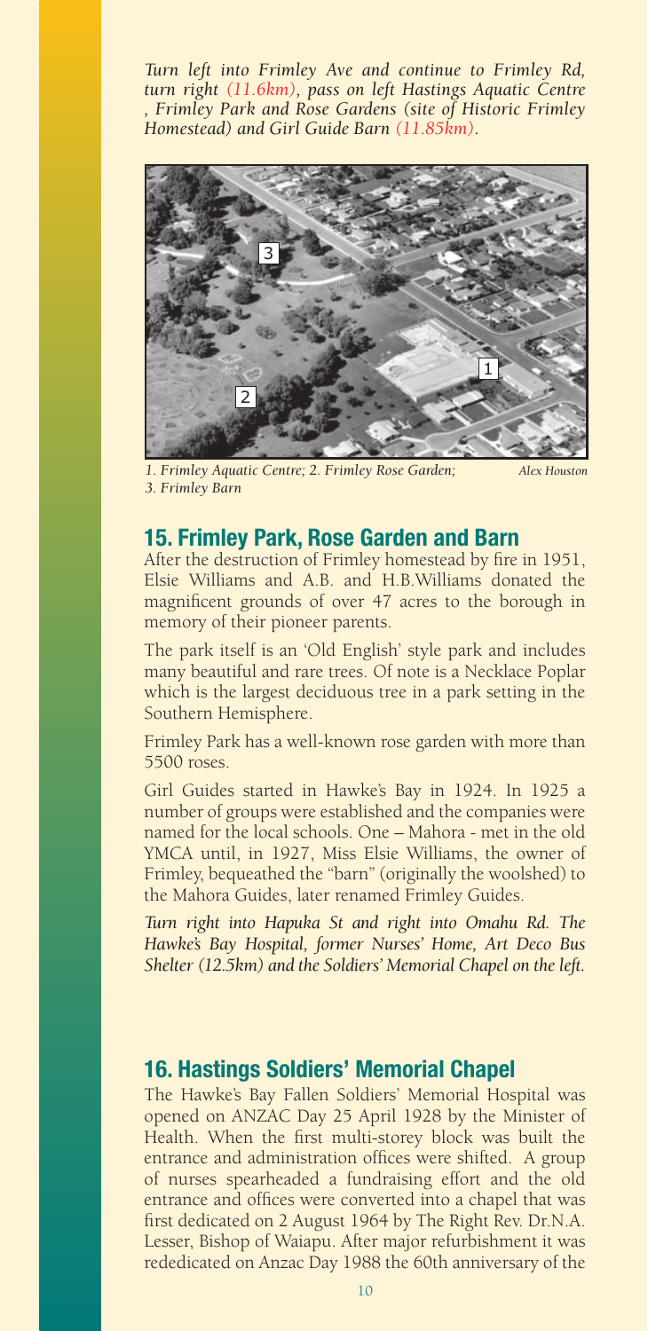*Turn left into Frimley Ave and continue to Frimley Rd, turn right (11.6km), pass on left Hastings Aquatic Centre , Frimley Park and Rose Gardens (site of Historic Frimley Homestead) and Girl Guide Barn (11.85km).*

*1. Frimley Aquatic Centre; 2. Frimley Rose Garden; 3. Frimley Barn* *Alex Houston*

## 15. Frimley Park, Rose Garden and Barn

After the destruction of Frimley homestead by fire in 1951, Elsie Williams and A.B. and H.B.Williams donated the magnificent grounds of over 47 acres to the borough in memory of their pioneer parents.

The park itself is an 'Old English' style park and includes many beautiful and rare trees. Of note is a Necklace Poplar which is the largest deciduous tree in a park setting in the Southern Hemisphere.

Frimley Park has a well-known rose garden with more than 5500 roses.

Girl Guides started in Hawke's Bay in 1924. In 1925 a number of groups were established and the companies were named for the local schools. One – Mahora - met in the old YMCA until, in 1927, Miss Elsie Williams, the owner of Frimley, bequeathed the "barn" (originally the woolshed) to the Mahora Guides, later renamed Frimley Guides.

*Turn right into Hapuka St and right into Omahu Rd. The Hawke's Bay Hospital, former Nurses' Home, Art Deco Bus Shelter (12.5km) and the Soldiers' Memorial Chapel on the left.*

## 16. Hastings Soldiers' Memorial Chapel

The Hawke's Bay Fallen Soldiers' Memorial Hospital was opened on ANZAC Day 25 April 1928 by the Minister of Health. When the first multi-storey block was built the entrance and administration offices were shifted. A group of nurses spearheaded a fundraising effort and the old entrance and offices were converted into a chapel that was first dedicated on 2 August 1964 by The Right Rev. Dr.N.A. Lesser, Bishop of Waiapu. After major refurbishment it was rededicated on Anzac Day 1988 the 60th anniversary of the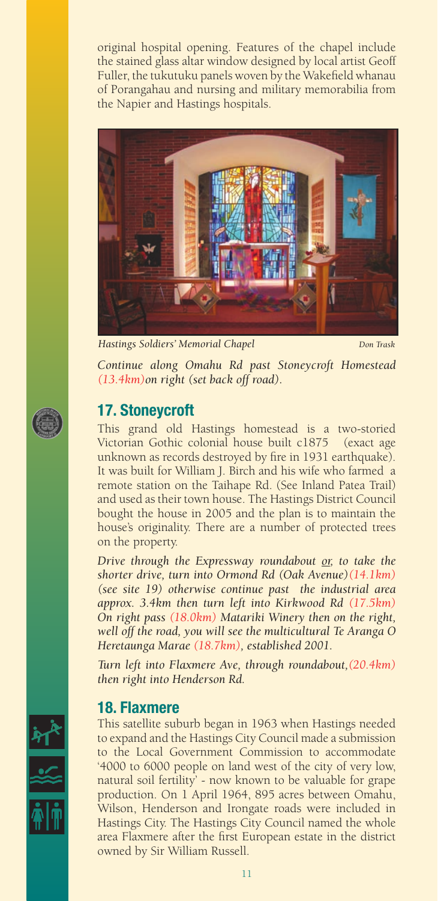original hospital opening. Features of the chapel include the stained glass altar window designed by local artist Geoff Fuller, the tukutuku panels woven by the Wakefield whanau of Porangahau and nursing and military memorabilia from the Napier and Hastings hospitals.

*Hastings Soldiers' Memorial Chapel* *Don Trask*

*Continue along Omahu Rd past Stoneycroft Homestead (13.4km)on right (set back off road).*

## 17. Stoneycroft

This grand old Hastings homestead is a two-storied Victorian Gothic colonial house built c1875 (exact age unknown as records destroyed by fire in 1931 earthquake). It was built for William J. Birch and his wife who farmed a remote station on the Taihape Rd. (See Inland Patea Trail) and used as their town house. The Hastings District Council bought the house in 2005 and the plan is to maintain the house's originality. There are a number of protected trees on the property.

*Drive through the Expressway roundabout or, to take the shorter drive, turn into Ormond Rd (Oak Avenue)(14.1km) (see site 19) otherwise continue past the industrial area approx. 3.4km then turn left into Kirkwood Rd (17.5km) On right pass (18.0km) Matariki Winery then on the right, well off the road, you will see the multicultural Te Aranga O Heretaunga Marae (18.7km), established 2001.*

*Turn left into Flaxmere Ave, through roundabout,(20.4km) then right into Henderson Rd.*

## 18. Flaxmere

This satellite suburb began in 1963 when Hastings needed to expand and the Hastings City Council made a submission to the Local Government Commission to accommodate '4000 to 6000 people on land west of the city of very low, natural soil fertility' - now known to be valuable for grape production. On 1 April 1964, 895 acres between Omahu, Wilson, Henderson and Irongate roads were included in Hastings City. The Hastings City Council named the whole area Flaxmere after the first European estate in the district owned by Sir William Russell.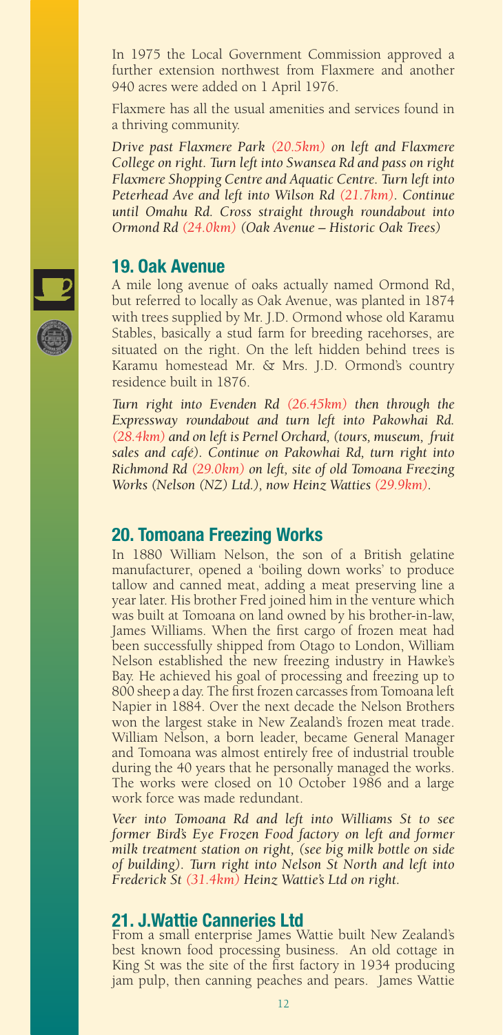In 1975 the Local Government Commission approved a further extension northwest from Flaxmere and another 940 acres were added on 1 April 1976.

Flaxmere has all the usual amenities and services found in a thriving community.

*Drive past Flaxmere Park (20.5km) on left and Flaxmere College on right. Turn left into Swansea Rd and pass on right Flaxmere Shopping Centre and Aquatic Centre. Turn left into Peterhead Ave and left into Wilson Rd (21.7km). Continue until Omahu Rd. Cross straight through roundabout into Ormond Rd (24.0km) (Oak Avenue – Historic Oak Trees)*

## 19. Oak Avenue

A mile long avenue of oaks actually named Ormond Rd, but referred to locally as Oak Avenue, was planted in 1874 with trees supplied by Mr. J.D. Ormond whose old Karamu Stables, basically a stud farm for breeding racehorses, are situated on the right. On the left hidden behind trees is Karamu homestead Mr. & Mrs. J.D. Ormond's country residence built in 1876.

*Turn right into Evenden Rd (26.45km) then through the Expressway roundabout and turn left into Pakowhai Rd. (28.4km) and on left is Pernel Orchard, (tours, museum, fruit sales and café). Continue on Pakowhai Rd, turn right into Richmond Rd (29.0km) on left, site of old Tomoana Freezing Works (Nelson (NZ) Ltd.), now Heinz Watties (29.9km).*

## 20. Tomoana Freezing Works

In 1880 William Nelson, the son of a British gelatine manufacturer, opened a 'boiling down works' to produce tallow and canned meat, adding a meat preserving line a year later. His brother Fred joined him in the venture which was built at Tomoana on land owned by his brother-in-law, James Williams. When the first cargo of frozen meat had been successfully shipped from Otago to London, William Nelson established the new freezing industry in Hawke's Bay. He achieved his goal of processing and freezing up to 800 sheep a day. The first frozen carcasses from Tomoana left Napier in 1884. Over the next decade the Nelson Brothers won the largest stake in New Zealand's frozen meat trade. William Nelson, a born leader, became General Manager and Tomoana was almost entirely free of industrial trouble during the 40 years that he personally managed the works. The works were closed on 10 October 1986 and a large work force was made redundant.

*Veer into Tomoana Rd and left into Williams St to see former Bird's Eye Frozen Food factory on left and former milk treatment station on right, (see big milk bottle on side of building). Turn right into Nelson St North and left into Frederick St (31.4km) Heinz Wattie's Ltd on right.*

## 21. J.Wattie Canneries Ltd

From a small enterprise James Wattie built New Zealand's best known food processing business. An old cottage in King St was the site of the first factory in 1934 producing jam pulp, then canning peaches and pears. James Wattie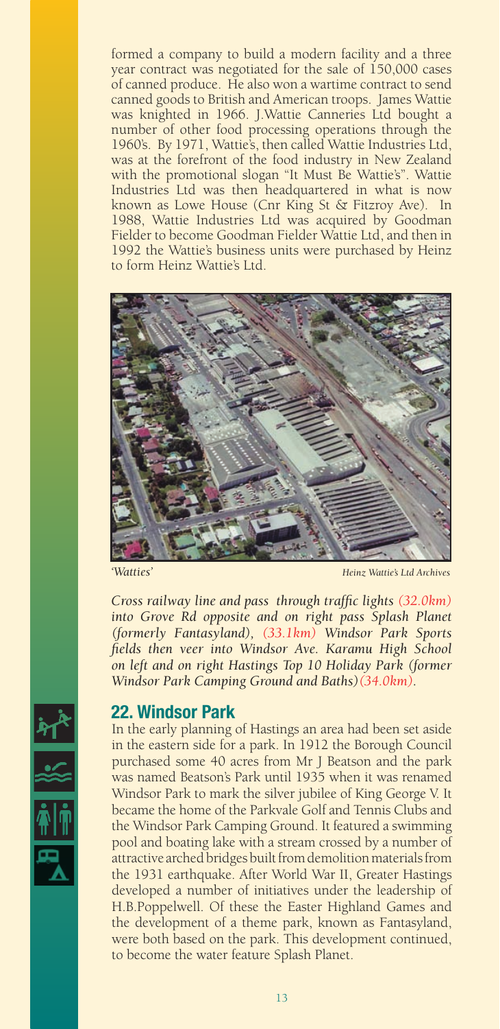formed a company to build a modern facility and a three year contract was negotiated for the sale of 150,000 cases of canned produce. He also won a wartime contract to send canned goods to British and American troops. James Wattie was knighted in 1966. J.Wattie Canneries Ltd bought a number of other food processing operations through the 1960's. By 1971, Wattie's, then called Wattie Industries Ltd, was at the forefront of the food industry in New Zealand with the promotional slogan "It Must Be Wattie's". Wattie Industries Ltd was then headquartered in what is now known as Lowe House (Cnr King St & Fitzroy Ave). In 1988, Wattie Industries Ltd was acquired by Goodman Fielder to become Goodman Fielder Wattie Ltd, and then in 1992 the Wattie's business units were purchased by Heinz to form Heinz Wattie's Ltd.

*'Watties'* *Heinz Wattie's Ltd Archives*

*Cross railway line and pass through traffic lights (32.0km) into Grove Rd opposite and on right pass Splash Planet (formerly Fantasyland), (33.1km) Windsor Park Sports fields then veer into Windsor Ave. Karamu High School on left and on right Hastings Top 10 Holiday Park (former Windsor Park Camping Ground and Baths)(34.0km).*

## 22. Windsor Park

In the early planning of Hastings an area had been set aside in the eastern side for a park. In 1912 the Borough Council purchased some 40 acres from Mr J Beatson and the park was named Beatson's Park until 1935 when it was renamed Windsor Park to mark the silver jubilee of King George V. It became the home of the Parkvale Golf and Tennis Clubs and the Windsor Park Camping Ground. It featured a swimming pool and boating lake with a stream crossed by a number of attractive arched bridges built from demolition materials from the 1931 earthquake. After World War II, Greater Hastings developed a number of initiatives under the leadership of H.B.Poppelwell. Of these the Easter Highland Games and the development of a theme park, known as Fantasyland, were both based on the park. This development continued, to become the water feature Splash Planet.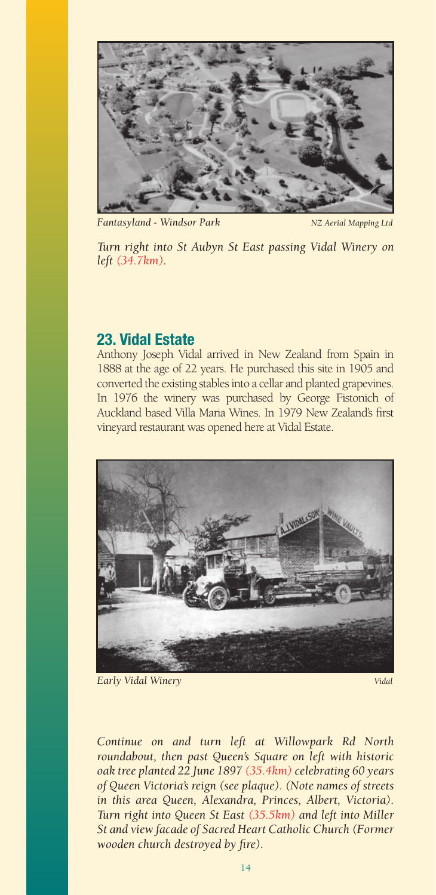*Fantasyland - Windsor Park* *NZ Aerial Mapping Ltd*

*Turn right into St Aubyn St East passing Vidal Winery on left (34.7km).*

## 23. Vidal Estate

Anthony Joseph Vidal arrived in New Zealand from Spain in 1888 at the age of 22 years. He purchased this site in 1905 and converted the existing stables into a cellar and planted grapevines. In 1976 the winery was purchased by George Fistonich of Auckland based Villa Maria Wines. In 1979 New Zealand's first vineyard restaurant was opened here at Vidal Estate.

*Early Vidal Winery* *Vidal*

*Continue on and turn left at Willowpark Rd North roundabout, then past Queen's Square on left with historic oak tree planted 22 June 1897 (35.4km) celebrating 60 years of Queen Victoria's reign (see plaque). (Note names of streets in this area Queen, Alexandra, Princes, Albert, Victoria). Turn right into Queen St East (35.5km) and left into Miller St and view facade of Sacred Heart Catholic Church (Former wooden church destroyed by fire).*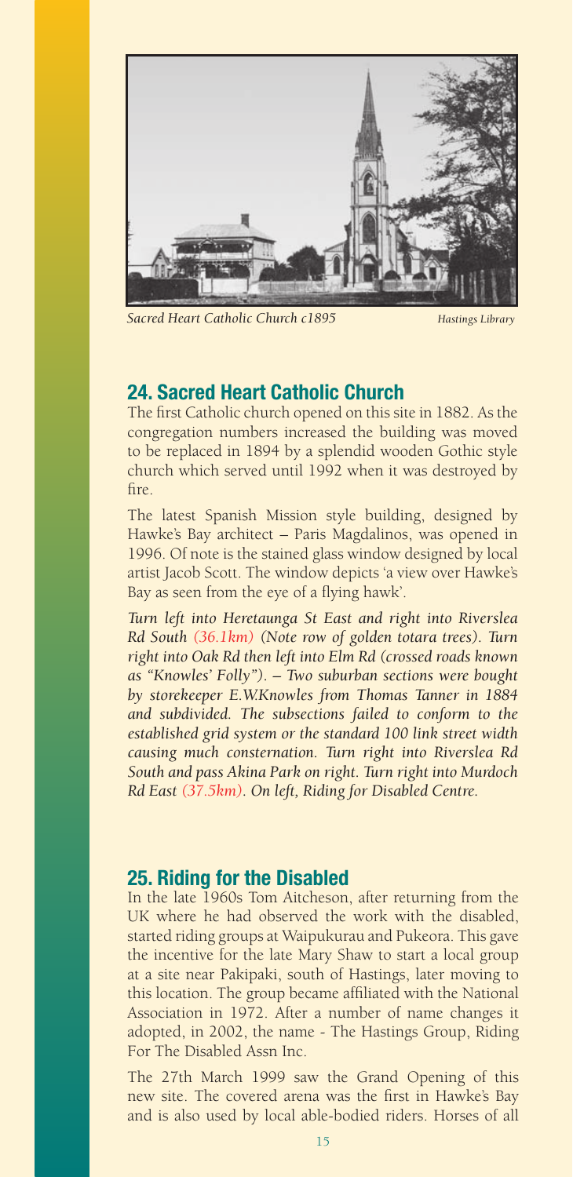*Sacred Heart Catholic Church c1895* *Hastings Library*

## 24. Sacred Heart Catholic Church

The first Catholic church opened on this site in 1882. As the congregation numbers increased the building was moved to be replaced in 1894 by a splendid wooden Gothic style church which served until 1992 when it was destroyed by fire.

The latest Spanish Mission style building, designed by Hawke's Bay architect – Paris Magdalinos, was opened in 1996. Of note is the stained glass window designed by local artist Jacob Scott. The window depicts 'a view over Hawke's Bay as seen from the eye of a flying hawk'.

*Turn left into Heretaunga St East and right into Riverslea Rd South (36.1km) (Note row of golden totara trees). Turn right into Oak Rd then left into Elm Rd (crossed roads known as "Knowles' Folly"). – Two suburban sections were bought by storekeeper E.W.Knowles from Thomas Tanner in 1884 and subdivided. The subsections failed to conform to the established grid system or the standard 100 link street width causing much consternation. Turn right into Riverslea Rd South and pass Akina Park on right. Turn right into Murdoch Rd East (37.5km). On left, Riding for Disabled Centre.*

## 25. Riding for the Disabled

In the late 1960s Tom Aitcheson, after returning from the UK where he had observed the work with the disabled, started riding groups at Waipukurau and Pukeora. This gave the incentive for the late Mary Shaw to start a local group at a site near Pakipaki, south of Hastings, later moving to this location. The group became affiliated with the National Association in 1972. After a number of name changes it adopted, in 2002, the name - The Hastings Group, Riding For The Disabled Assn Inc.

The 27th March 1999 saw the Grand Opening of this new site. The covered arena was the first in Hawke's Bay and is also used by local able-bodied riders. Horses of all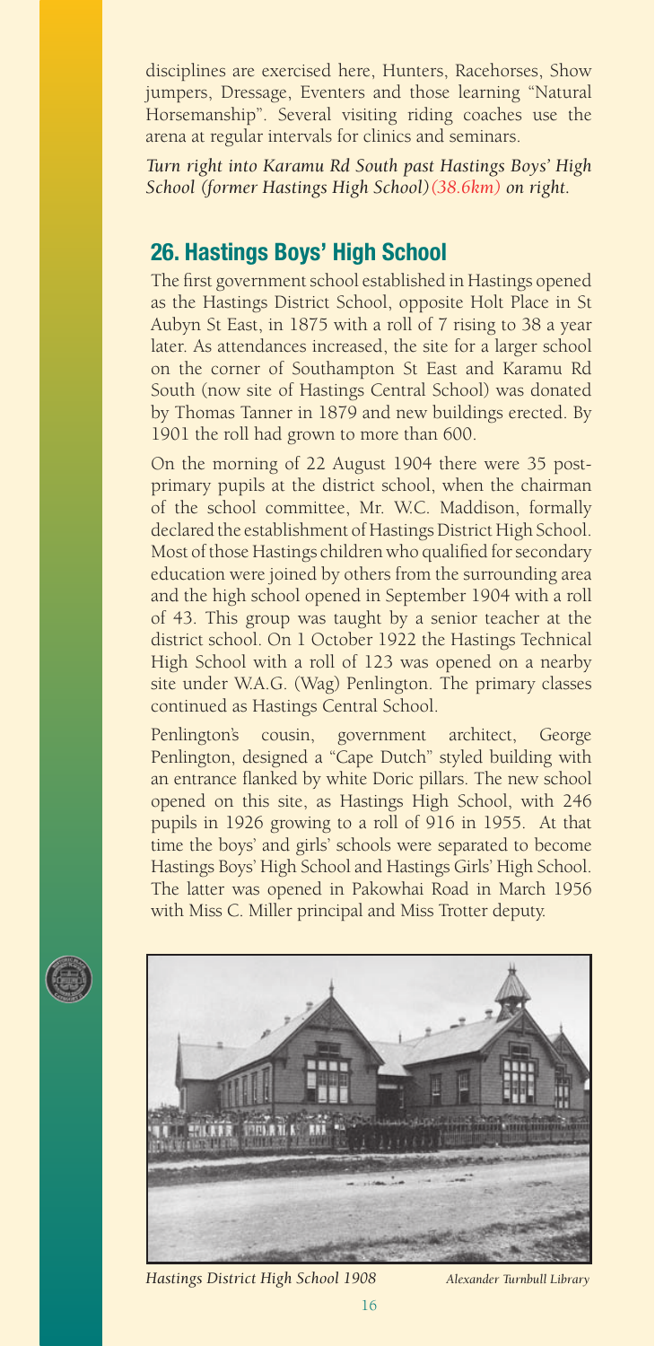disciplines are exercised here, Hunters, Racehorses, Show jumpers, Dressage, Eventers and those learning "Natural Horsemanship". Several visiting riding coaches use the arena at regular intervals for clinics and seminars.

*Turn right into Karamu Rd South past Hastings Boys' High School (former Hastings High School)(38.6km) on right.*

## 26. Hastings Boys' High School

The first government school established in Hastings opened as the Hastings District School, opposite Holt Place in St Aubyn St East, in 1875 with a roll of 7 rising to 38 a year later. As attendances increased, the site for a larger school on the corner of Southampton St East and Karamu Rd South (now site of Hastings Central School) was donated by Thomas Tanner in 1879 and new buildings erected. By 1901 the roll had grown to more than 600.

On the morning of 22 August 1904 there were 35 post-primary pupils at the district school, when the chairman of the school committee, Mr. W.C. Maddison, formally declared the establishment of Hastings District High School. Most of those Hastings children who qualified for secondary education were joined by others from the surrounding area and the high school opened in September 1904 with a roll of 43. This group was taught by a senior teacher at the district school. On 1 October 1922 the Hastings Technical High School with a roll of 123 was opened on a nearby site under W.A.G. (Wag) Penlington. The primary classes continued as Hastings Central School.

Penlington's cousin, government architect, George Penlington, designed a "Cape Dutch" styled building with an entrance flanked by white Doric pillars. The new school opened on this site, as Hastings High School, with 246 pupils in 1926 growing to a roll of 916 in 1955. At that time the boys' and girls' schools were separated to become Hastings Boys' High School and Hastings Girls' High School. The latter was opened in Pakowhai Road in March 1956 with Miss C. Miller principal and Miss Trotter deputy.

*Hastings District High School 1908* *Alexander Turnbull Library*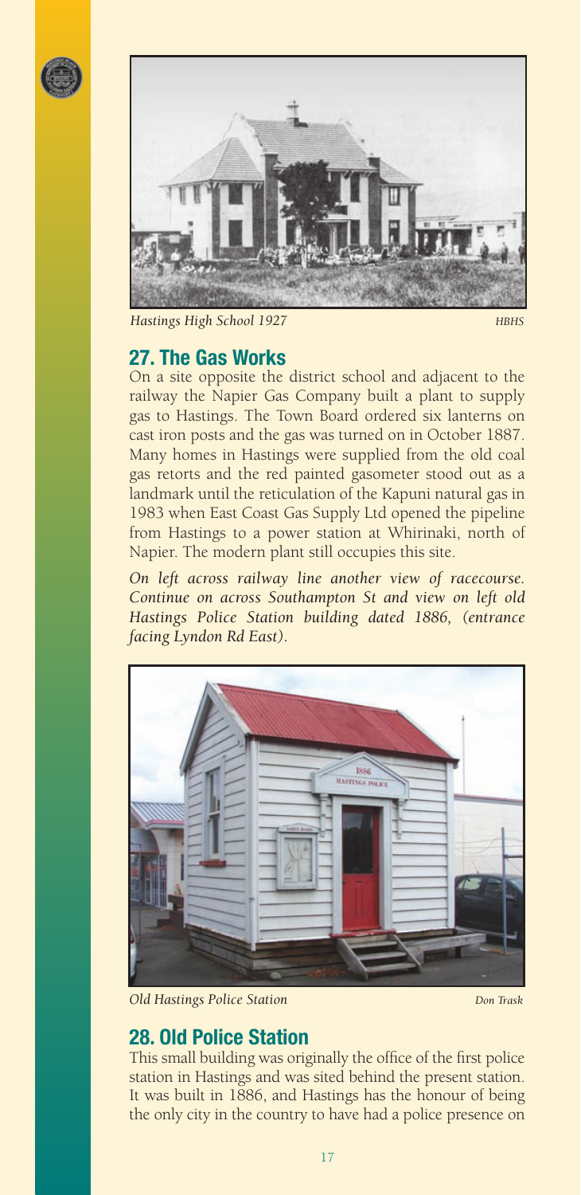*Hastings High School 1927* *HBHS*

## 27. The Gas Works

On a site opposite the district school and adjacent to the railway the Napier Gas Company built a plant to supply gas to Hastings. The Town Board ordered six lanterns on cast iron posts and the gas was turned on in October 1887. Many homes in Hastings were supplied from the old coal gas retorts and the red painted gasometer stood out as a landmark until the reticulation of the Kapuni natural gas in 1983 when East Coast Gas Supply Ltd opened the pipeline from Hastings to a power station at Whirinaki, north of Napier. The modern plant still occupies this site.

*On left across railway line another view of racecourse. Continue on across Southampton St and view on left old Hastings Police Station building dated 1886, (entrance facing Lyndon Rd East).*

*Old Hastings Police Station* *Don Trask*

## 28. Old Police Station

This small building was originally the office of the first police station in Hastings and was sited behind the present station. It was built in 1886, and Hastings has the honour of being the only city in the country to have had a police presence on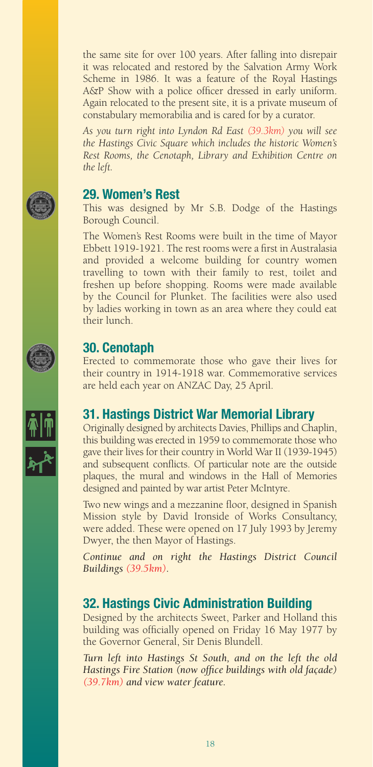the same site for over 100 years. After falling into disrepair it was relocated and restored by the Salvation Army Work Scheme in 1986. It was a feature of the Royal Hastings A&P Show with a police officer dressed in early uniform. Again relocated to the present site, it is a private museum of constabulary memorabilia and is cared for by a curator.

*As you turn right into Lyndon Rd East (39.3km) you will see the Hastings Civic Square which includes the historic Women's Rest Rooms, the Cenotaph, Library and Exhibition Centre on the left.*

## 29. Women's Rest

This was designed by Mr S.B. Dodge of the Hastings Borough Council.

The Women's Rest Rooms were built in the time of Mayor Ebbett 1919-1921. The rest rooms were a first in Australasia and provided a welcome building for country women travelling to town with their family to rest, toilet and freshen up before shopping. Rooms were made available by the Council for Plunket. The facilities were also used by ladies working in town as an area where they could eat their lunch.

## 30. Cenotaph

Erected to commemorate those who gave their lives for their country in 1914-1918 war. Commemorative services are held each year on ANZAC Day, 25 April.

## 31. Hastings District War Memorial Library

Originally designed by architects Davies, Phillips and Chaplin, this building was erected in 1959 to commemorate those who gave their lives for their country in World War II (1939-1945) and subsequent conflicts. Of particular note are the outside plaques, the mural and windows in the Hall of Memories designed and painted by war artist Peter McIntyre.

Two new wings and a mezzanine floor, designed in Spanish Mission style by David Ironside of Works Consultancy, were added. These were opened on 17 July 1993 by Jeremy Dwyer, the then Mayor of Hastings.

*Continue and on right the Hastings District Council Buildings (39.5km).*

## 32. Hastings Civic Administration Building

Designed by the architects Sweet, Parker and Holland this building was officially opened on Friday 16 May 1977 by the Governor General, Sir Denis Blundell.

*Turn left into Hastings St South, and on the left the old Hastings Fire Station (now office buildings with old façade) (39.7km) and view water feature.*